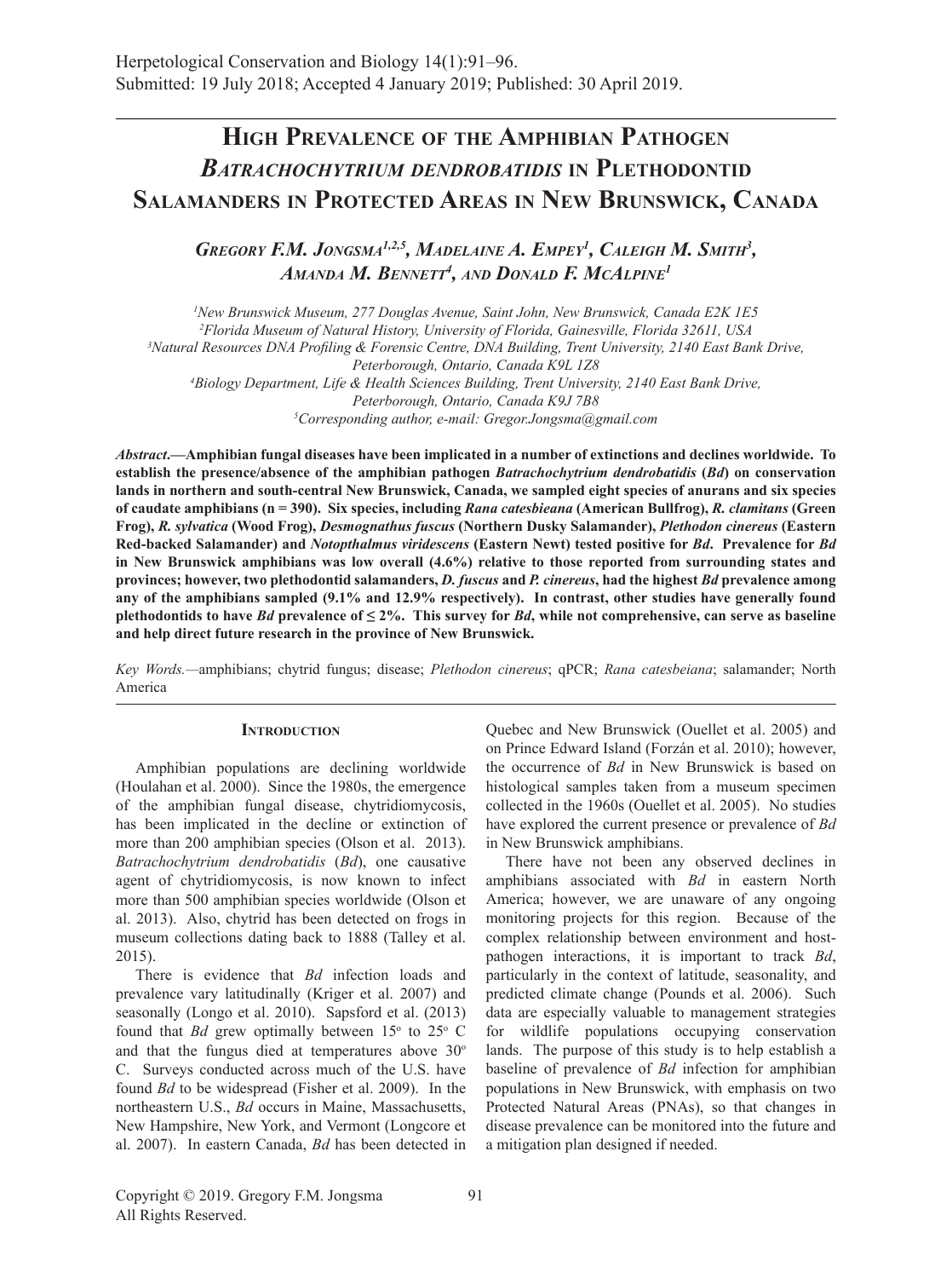# High Prevalence of the Amphibian Pathogen *Batrachochytrium dendrobatidis* in Plethodontid Salamanders in Protected Areas in New Brunswick, Canada

**Gregory F.M. Jongsma[1,2,5], Madelaine A. Empey[1], Caleigh M. Smith[3], Amanda M. Bennett[4], and Donald F. McAlpine[1]**

[1]New Brunswick Museum, 277 Douglas Avenue, Saint John, New Brunswick, Canada E2K 1E5
[2]Florida Museum of Natural History, University of Florida, Gainesville, Florida 32611, USA
[3]Natural Resources DNA Profiling & Forensic Centre, DNA Building, Trent University, 2140 East Bank Drive, Peterborough, Ontario, Canada K9L 1Z8
[4]Biology Department, Life & Health Sciences Building, Trent University, 2140 East Bank Drive, Peterborough, Ontario, Canada K9J 7B8
[5]Corresponding author, e-mail: Gregor.Jongsma@gmail.com

***Abstract*.—Amphibian fungal diseases have been implicated in a number of extinctions and declines worldwide. To establish the presence/absence of the amphibian pathogen *Batrachochytrium dendrobatidis* (*Bd*) on conservation lands in northern and south-central New Brunswick, Canada, we sampled eight species of anurans and six species of caudate amphibians (n = 390). Six species, including *Rana catesbieana* (American Bullfrog), *R. clamitans* (Green Frog), *R. sylvatica* (Wood Frog), *Desmognathus fuscus* (Northern Dusky Salamander), *Plethodon cinereus* (Eastern Red-backed Salamander) and *Notopthalmus viridescens* (Eastern Newt) tested positive for *Bd*. Prevalence for *Bd* in New Brunswick amphibians was low overall (4.6%) relative to those reported from surrounding states and provinces; however, two plethodontid salamanders, *D. fuscus* and *P. cinereus*, had the highest *Bd* prevalence among any of the amphibians sampled (9.1% and 12.9% respectively). In contrast, other studies have generally found plethodontids to have *Bd* prevalence of ≤ 2%. This survey for *Bd*, while not comprehensive, can serve as baseline and help direct future research in the province of New Brunswick.**

*Key Words.*—amphibians; chytrid fungus; disease; *Plethodon cinereus*; qPCR; *Rana catesbeiana*; salamander; North America

## Introduction

Amphibian populations are declining worldwide (Houlahan et al. 2000). Since the 1980s, the emergence of the amphibian fungal disease, chytridiomycosis, has been implicated in the decline or extinction of more than 200 amphibian species (Olson et al. 2013). *Batrachochytrium dendrobatidis* (*Bd*), one causative agent of chytridiomycosis, is now known to infect more than 500 amphibian species worldwide (Olson et al. 2013). Also, chytrid has been detected on frogs in museum collections dating back to 1888 (Talley et al. 2015).

There is evidence that *Bd* infection loads and prevalence vary latitudinally (Kriger et al. 2007) and seasonally (Longo et al. 2010). Sapsford et al. (2013) found that *Bd* grew optimally between 15° to 25° C and that the fungus died at temperatures above 30° C. Surveys conducted across much of the U.S. have found *Bd* to be widespread (Fisher et al. 2009). In the northeastern U.S., *Bd* occurs in Maine, Massachusetts, New Hampshire, New York, and Vermont (Longcore et al. 2007). In eastern Canada, *Bd* has been detected in Quebec and New Brunswick (Ouellet et al. 2005) and on Prince Edward Island (Forzán et al. 2010); however, the occurrence of *Bd* in New Brunswick is based on histological samples taken from a museum specimen collected in the 1960s (Ouellet et al. 2005). No studies have explored the current presence or prevalence of *Bd* in New Brunswick amphibians.

There have not been any observed declines in amphibians associated with *Bd* in eastern North America; however, we are unaware of any ongoing monitoring projects for this region. Because of the complex relationship between environment and host-pathogen interactions, it is important to track *Bd*, particularly in the context of latitude, seasonality, and predicted climate change (Pounds et al. 2006). Such data are especially valuable to management strategies for wildlife populations occupying conservation lands. The purpose of this study is to help establish a baseline of prevalence of *Bd* infection for amphibian populations in New Brunswick, with emphasis on two Protected Natural Areas (PNAs), so that changes in disease prevalence can be monitored into the future and a mitigation plan designed if needed.

Copyright © 2019. Gregory F.M. Jongsma
All Rights Reserved.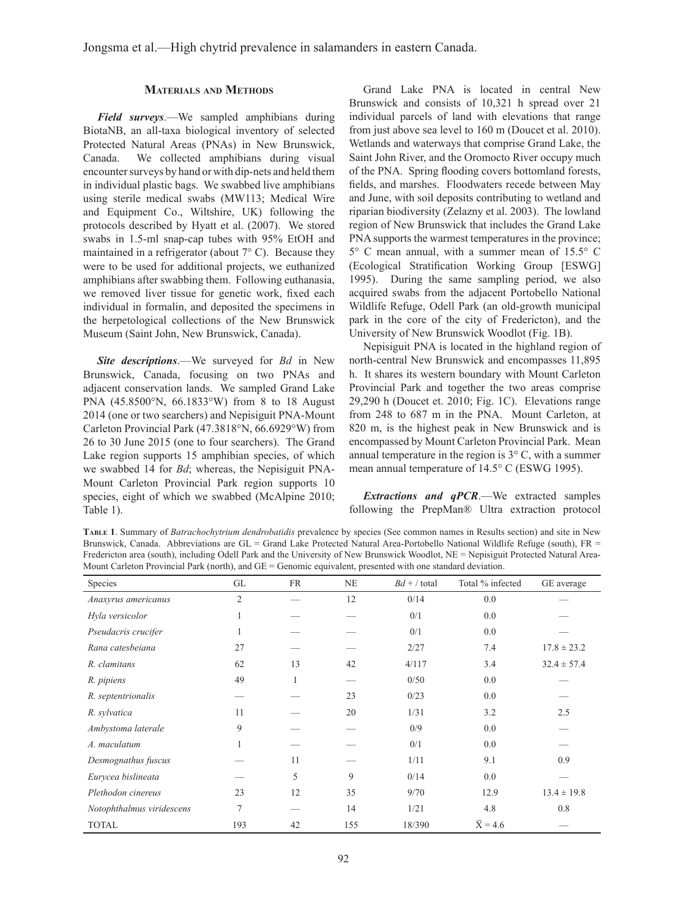## Materials and Methods

***Field surveys***.—We sampled amphibians during BiotaNB, an all-taxa biological inventory of selected Protected Natural Areas (PNAs) in New Brunswick, Canada. We collected amphibians during visual encounter surveys by hand or with dip-nets and held them in individual plastic bags. We swabbed live amphibians using sterile medical swabs (MW113; Medical Wire and Equipment Co., Wiltshire, UK) following the protocols described by Hyatt et al. (2007). We stored swabs in 1.5-ml snap-cap tubes with 95% EtOH and maintained in a refrigerator (about 7° C). Because they were to be used for additional projects, we euthanized amphibians after swabbing them. Following euthanasia, we removed liver tissue for genetic work, fixed each individual in formalin, and deposited the specimens in the herpetological collections of the New Brunswick Museum (Saint John, New Brunswick, Canada).

***Site descriptions***.—We surveyed for *Bd* in New Brunswick, Canada, focusing on two PNAs and adjacent conservation lands. We sampled Grand Lake PNA (45.8500°N, 66.1833°W) from 8 to 18 August 2014 (one or two searchers) and Nepisiguit PNA-Mount Carleton Provincial Park (47.3818°N, 66.6929°W) from 26 to 30 June 2015 (one to four searchers). The Grand Lake region supports 15 amphibian species, of which we swabbed 14 for *Bd*; whereas, the Nepisiguit PNA-Mount Carleton Provincial Park region supports 10 species, eight of which we swabbed (McAlpine 2010; Table 1).

Grand Lake PNA is located in central New Brunswick and consists of 10,321 h spread over 21 individual parcels of land with elevations that range from just above sea level to 160 m (Doucet et al. 2010). Wetlands and waterways that comprise Grand Lake, the Saint John River, and the Oromocto River occupy much of the PNA. Spring flooding covers bottomland forests, fields, and marshes. Floodwaters recede between May and June, with soil deposits contributing to wetland and riparian biodiversity (Zelazny et al. 2003). The lowland region of New Brunswick that includes the Grand Lake PNA supports the warmest temperatures in the province; 5° C mean annual, with a summer mean of 15.5° C (Ecological Stratification Working Group [ESWG] 1995). During the same sampling period, we also acquired swabs from the adjacent Portobello National Wildlife Refuge, Odell Park (an old-growth municipal park in the core of the city of Fredericton), and the University of New Brunswick Woodlot (Fig. 1B).

Nepisiguit PNA is located in the highland region of north-central New Brunswick and encompasses 11,895 h. It shares its western boundary with Mount Carleton Provincial Park and together the two areas comprise 29,290 h (Doucet et. 2010; Fig. 1C). Elevations range from 248 to 687 m in the PNA. Mount Carleton, at 820 m, is the highest peak in New Brunswick and is encompassed by Mount Carleton Provincial Park. Mean annual temperature in the region is 3° C, with a summer mean annual temperature of 14.5° C (ESWG 1995).

***Extractions and qPCR***.—We extracted samples following the PrepMan® Ultra extraction protocol

**Table 1**. Summary of *Batrachochytrium dendrobatidis* prevalence by species (See common names in Results section) and site in New Brunswick, Canada. Abbreviations are GL = Grand Lake Protected Natural Area-Portobello National Wildlife Refuge (south), FR = Fredericton area (south), including Odell Park and the University of New Brunswick Woodlot, NE = Nepisiguit Protected Natural Area-Mount Carleton Provincial Park (north), and GE = Genomic equivalent, presented with one standard deviation.

| Species | GL | FR | NE | *Bd* + / total | Total % infected | GE average |
|---|---|---|---|---|---|---|
| *Anaxyrus americanus* | 2 | — | 12 | 0/14 | 0.0 | — |
| *Hyla versicolor* | 1 | — | — | 0/1 | 0.0 | — |
| *Pseudacris crucifer* | 1 | — | — | 0/1 | 0.0 | — |
| *Rana catesbeiana* | 27 | — | — | 2/27 | 7.4 | $17.8 \pm 23.2$ |
| *R. clamitans* | 62 | 13 | 42 | 4/117 | 3.4 | $32.4 \pm 57.4$ |
| *R. pipiens* | 49 | 1 | — | 0/50 | 0.0 | — |
| *R. septentrionalis* | — | — | 23 | 0/23 | 0.0 | — |
| *R. sylvatica* | 11 | — | 20 | 1/31 | 3.2 | 2.5 |
| *Ambystoma laterale* | 9 | — | — | 0/9 | 0.0 | — |
| *A. maculatum* | 1 | — | — | 0/1 | 0.0 | — |
| *Desmognathus fuscus* | — | 11 | — | 1/11 | 9.1 | 0.9 |
| *Eurycea bislineata* | — | 5 | 9 | 0/14 | 0.0 | — |
| *Plethodon cinereus* | 23 | 12 | 35 | 9/70 | 12.9 | $13.4 \pm 19.8$ |
| *Notophthalmus viridescens* | 7 | — | 14 | 1/21 | 4.8 | 0.8 |
| TOTAL | 193 | 42 | 155 | 18/390 | $\bar{X} = 4.6$ | — |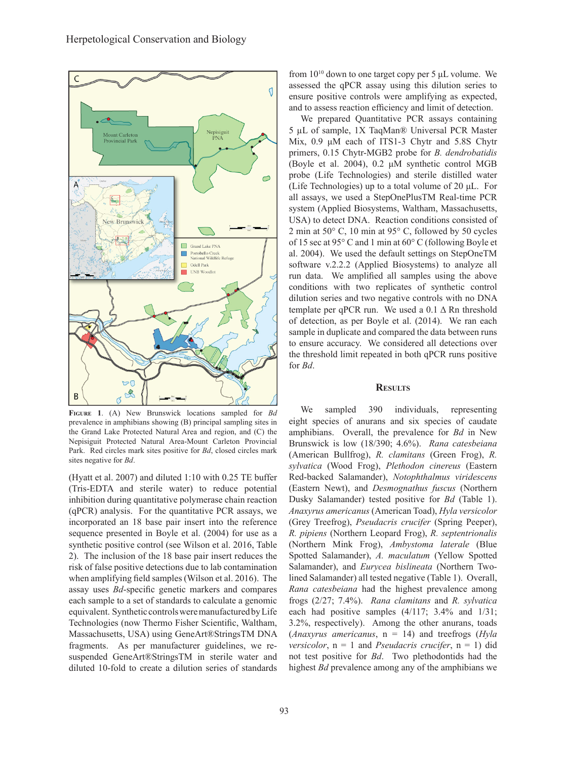**Figure 1**. (A) New Brunswick locations sampled for *Bd* prevalence in amphibians showing (B) principal sampling sites in the Grand Lake Protected Natural Area and region, and (C) the Nepisiguit Protected Natural Area-Mount Carleton Provincial Park. Red circles mark sites positive for *Bd*, closed circles mark sites negative for *Bd*.

(Hyatt et al. 2007) and diluted 1:10 with 0.25 TE buffer (Tris-EDTA and sterile water) to reduce potential inhibition during quantitative polymerase chain reaction (qPCR) analysis. For the quantitative PCR assays, we incorporated an 18 base pair insert into the reference sequence presented in Boyle et al. (2004) for use as a synthetic positive control (see Wilson et al. 2016, Table 2). The inclusion of the 18 base pair insert reduces the risk of false positive detections due to lab contamination when amplifying field samples (Wilson et al. 2016). The assay uses *Bd*-specific genetic markers and compares each sample to a set of standards to calculate a genomic equivalent. Synthetic controls were manufactured by Life Technologies (now Thermo Fisher Scientific, Waltham, Massachusetts, USA) using GeneArt®StringsTM DNA fragments. As per manufacturer guidelines, we re-suspended GeneArt®StringsTM in sterile water and diluted 10-fold to create a dilution series of standards from $10^{10}$ down to one target copy per 5 µL volume. We assessed the qPCR assay using this dilution series to ensure positive controls were amplifying as expected, and to assess reaction efficiency and limit of detection.

We prepared Quantitative PCR assays containing 5 µL of sample, 1X TaqMan® Universal PCR Master Mix, 0.9 µM each of ITS1-3 Chytr and 5.8S Chytr primers, 0.15 Chytr-MGB2 probe for *B. dendrobatidis* (Boyle et al. 2004), 0.2 µM synthetic control MGB probe (Life Technologies) and sterile distilled water (Life Technologies) up to a total volume of 20 µL. For all assays, we used a StepOnePlusTM Real-time PCR system (Applied Biosystems, Waltham, Massachusetts, USA) to detect DNA. Reaction conditions consisted of 2 min at 50° C, 10 min at 95° C, followed by 50 cycles of 15 sec at 95° C and 1 min at 60° C (following Boyle et al. 2004). We used the default settings on StepOneTM software v.2.2.2 (Applied Biosystems) to analyze all run data. We amplified all samples using the above conditions with two replicates of synthetic control dilution series and two negative controls with no DNA template per qPCR run. We used a 0.1 Δ Rn threshold of detection, as per Boyle et al. (2014). We ran each sample in duplicate and compared the data between runs to ensure accuracy. We considered all detections over the threshold limit repeated in both qPCR runs positive for *Bd*.

## Results

We sampled 390 individuals, representing eight species of anurans and six species of caudate amphibians. Overall, the prevalence for *Bd* in New Brunswick is low (18/390; 4.6%). *Rana catesbeiana* (American Bullfrog), *R. clamitans* (Green Frog), *R. sylvatica* (Wood Frog), *Plethodon cinereus* (Eastern Red-backed Salamander), *Notophthalmus viridescens* (Eastern Newt), and *Desmognathus fuscus* (Northern Dusky Salamander) tested positive for *Bd* (Table 1). *Anaxyrus americanus* (American Toad), *Hyla versicolor* (Grey Treefrog), *Pseudacris crucifer* (Spring Peeper), *R. pipiens* (Northern Leopard Frog), *R. septentrionalis* (Northern Mink Frog), *Ambystoma laterale* (Blue Spotted Salamander), *A. maculatum* (Yellow Spotted Salamander), and *Eurycea bislineata* (Northern Two-lined Salamander) all tested negative (Table 1). Overall, *Rana catesbeiana* had the highest prevalence among frogs (2/27; 7.4%). *Rana clamitans* and *R. sylvatica* each had positive samples (4/117; 3.4% and 1/31; 3.2%, respectively). Among the other anurans, toads (*Anaxyrus americanus*, n = 14) and treefrogs (*Hyla versicolor*, n = 1 and *Pseudacris crucifer*, n = 1) did not test positive for *Bd*. Two plethodontids had the highest *Bd* prevalence among any of the amphibians we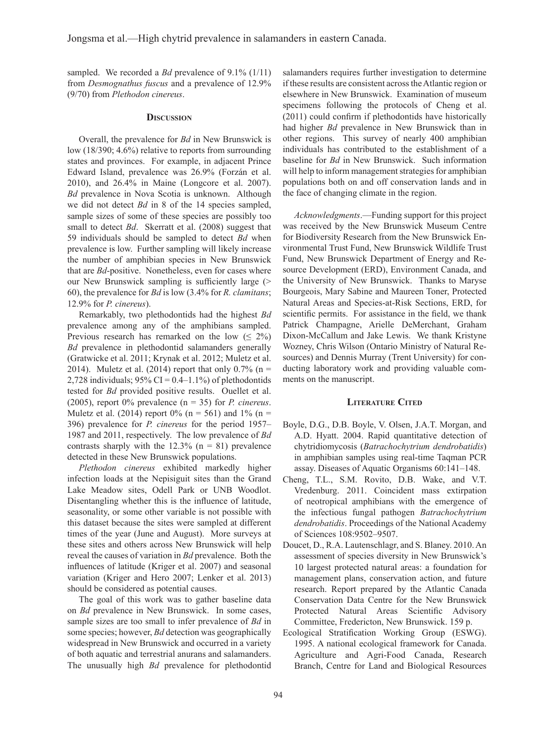sampled. We recorded a *Bd* prevalence of 9.1% (1/11) from *Desmognathus fuscus* and a prevalence of 12.9% (9/70) from *Plethodon cinereus*.

## Discussion

Overall, the prevalence for *Bd* in New Brunswick is low (18/390; 4.6%) relative to reports from surrounding states and provinces. For example, in adjacent Prince Edward Island, prevalence was 26.9% (Forzán et al. 2010), and 26.4% in Maine (Longcore et al. 2007). *Bd* prevalence in Nova Scotia is unknown. Although we did not detect *Bd* in 8 of the 14 species sampled, sample sizes of some of these species are possibly too small to detect *Bd*. Skerratt et al. (2008) suggest that 59 individuals should be sampled to detect *Bd* when prevalence is low. Further sampling will likely increase the number of amphibian species in New Brunswick that are *Bd*-positive. Nonetheless, even for cases where our New Brunswick sampling is sufficiently large (> 60), the prevalence for *Bd* is low (3.4% for *R. clamitans*; 12.9% for *P. cinereus*).

Remarkably, two plethodontids had the highest *Bd* prevalence among any of the amphibians sampled. Previous research has remarked on the low (≤ 2%) *Bd* prevalence in plethodontid salamanders generally (Gratwicke et al. 2011; Krynak et al. 2012; Muletz et al. 2014). Muletz et al. (2014) report that only 0.7% (n = 2,728 individuals; 95% CI = 0.4–1.1%) of plethodontids tested for *Bd* provided positive results. Ouellet et al. (2005), report 0% prevalence (n = 35) for *P. cinereus*. Muletz et al. (2014) report 0% (n = 561) and 1% (n = 396) prevalence for *P. cinereus* for the period 1957–1987 and 2011, respectively. The low prevalence of *Bd* contrasts sharply with the 12.3% (n = 81) prevalence detected in these New Brunswick populations.

*Plethodon cinereus* exhibited markedly higher infection loads at the Nepisiguit sites than the Grand Lake Meadow sites, Odell Park or UNB Woodlot. Disentangling whether this is the influence of latitude, seasonality, or some other variable is not possible with this dataset because the sites were sampled at different times of the year (June and August). More surveys at these sites and others across New Brunswick will help reveal the causes of variation in *Bd* prevalence. Both the influences of latitude (Kriger et al. 2007) and seasonal variation (Kriger and Hero 2007; Lenker et al. 2013) should be considered as potential causes.

The goal of this work was to gather baseline data on *Bd* prevalence in New Brunswick. In some cases, sample sizes are too small to infer prevalence of *Bd* in some species; however, *Bd* detection was geographically widespread in New Brunswick and occurred in a variety of both aquatic and terrestrial anurans and salamanders. The unusually high *Bd* prevalence for plethodontid salamanders requires further investigation to determine if these results are consistent across the Atlantic region or elsewhere in New Brunswick. Examination of museum specimens following the protocols of Cheng et al. (2011) could confirm if plethodontids have historically had higher *Bd* prevalence in New Brunswick than in other regions. This survey of nearly 400 amphibian individuals has contributed to the establishment of a baseline for *Bd* in New Brunswick. Such information will help to inform management strategies for amphibian populations both on and off conservation lands and in the face of changing climate in the region.

*Acknowledgments*.—Funding support for this project was received by the New Brunswick Museum Centre for Biodiversity Research from the New Brunswick Environmental Trust Fund, New Brunswick Wildlife Trust Fund, New Brunswick Department of Energy and Resource Development (ERD), Environment Canada, and the University of New Brunswick. Thanks to Maryse Bourgeois, Mary Sabine and Maureen Toner, Protected Natural Areas and Species-at-Risk Sections, ERD, for scientific permits. For assistance in the field, we thank Patrick Champagne, Arielle DeMerchant, Graham Dixon-McCallum and Jake Lewis. We thank Kristyne Wozney, Chris Wilson (Ontario Ministry of Natural Resources) and Dennis Murray (Trent University) for conducting laboratory work and providing valuable comments on the manuscript.

## Literature Cited

Boyle, D.G., D.B. Boyle, V. Olsen, J.A.T. Morgan, and A.D. Hyatt. 2004. Rapid quantitative detection of chytridiomycosis (*Batrachochytrium dendrobatidis*) in amphibian samples using real-time Taqman PCR assay. Diseases of Aquatic Organisms 60:141–148.

Cheng, T.L., S.M. Rovito, D.B. Wake, and V.T. Vredenburg. 2011. Coincident mass extirpation of neotropical amphibians with the emergence of the infectious fungal pathogen *Batrachochytrium dendrobatidis*. Proceedings of the National Academy of Sciences 108:9502–9507.

Doucet, D., R.A. Lautenschlagr, and S. Blaney. 2010. An assessment of species diversity in New Brunswick's 10 largest protected natural areas: a foundation for management plans, conservation action, and future research. Report prepared by the Atlantic Canada Conservation Data Centre for the New Brunswick Protected Natural Areas Scientific Advisory Committee, Fredericton, New Brunswick. 159 p.

Ecological Stratification Working Group (ESWG). 1995. A national ecological framework for Canada. Agriculture and Agri-Food Canada, Research Branch, Centre for Land and Biological Resources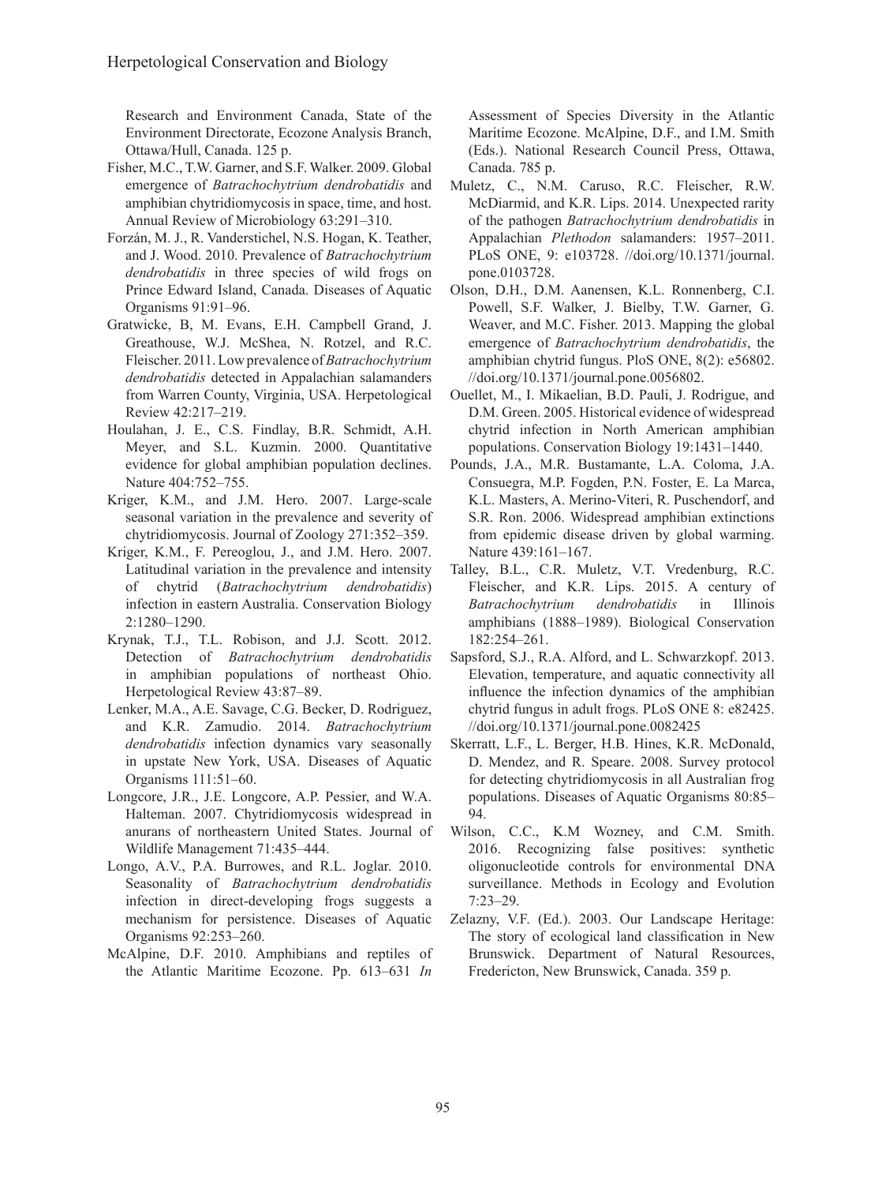Research and Environment Canada, State of the Environment Directorate, Ecozone Analysis Branch, Ottawa/Hull, Canada. 125 p.

Fisher, M.C., T.W. Garner, and S.F. Walker. 2009. Global emergence of *Batrachochytrium dendrobatidis* and amphibian chytridiomycosis in space, time, and host. Annual Review of Microbiology 63:291–310.

Forzán, M. J., R. Vanderstichel, N.S. Hogan, K. Teather, and J. Wood. 2010. Prevalence of *Batrachochytrium dendrobatidis* in three species of wild frogs on Prince Edward Island, Canada. Diseases of Aquatic Organisms 91:91–96.

Gratwicke, B, M. Evans, E.H. Campbell Grand, J. Greathouse, W.J. McShea, N. Rotzel, and R.C. Fleischer. 2011. Low prevalence of *Batrachochytrium dendrobatidis* detected in Appalachian salamanders from Warren County, Virginia, USA. Herpetological Review 42:217–219.

Houlahan, J. E., C.S. Findlay, B.R. Schmidt, A.H. Meyer, and S.L. Kuzmin. 2000. Quantitative evidence for global amphibian population declines. Nature 404:752–755.

Kriger, K.M., and J.M. Hero. 2007. Large-scale seasonal variation in the prevalence and severity of chytridiomycosis. Journal of Zoology 271:352–359.

Kriger, K.M., F. Pereoglou, J., and J.M. Hero. 2007. Latitudinal variation in the prevalence and intensity of chytrid (*Batrachochytrium dendrobatidis*) infection in eastern Australia. Conservation Biology 2:1280–1290.

Krynak, T.J., T.L. Robison, and J.J. Scott. 2012. Detection of *Batrachochytrium dendrobatidis* in amphibian populations of northeast Ohio. Herpetological Review 43:87–89.

Lenker, M.A., A.E. Savage, C.G. Becker, D. Rodriguez, and K.R. Zamudio. 2014. *Batrachochytrium dendrobatidis* infection dynamics vary seasonally in upstate New York, USA. Diseases of Aquatic Organisms 111:51–60.

Longcore, J.R., J.E. Longcore, A.P. Pessier, and W.A. Halteman. 2007. Chytridiomycosis widespread in anurans of northeastern United States. Journal of Wildlife Management 71:435–444.

Longo, A.V., P.A. Burrowes, and R.L. Joglar. 2010. Seasonality of *Batrachochytrium dendrobatidis* infection in direct-developing frogs suggests a mechanism for persistence. Diseases of Aquatic Organisms 92:253–260.

McAlpine, D.F. 2010. Amphibians and reptiles of the Atlantic Maritime Ecozone. Pp. 613–631 *In* Assessment of Species Diversity in the Atlantic Maritime Ecozone. McAlpine, D.F., and I.M. Smith (Eds.). National Research Council Press, Ottawa, Canada. 785 p.

Muletz, C., N.M. Caruso, R.C. Fleischer, R.W. McDiarmid, and K.R. Lips. 2014. Unexpected rarity of the pathogen *Batrachochytrium dendrobatidis* in Appalachian *Plethodon* salamanders: 1957–2011. PLoS ONE, 9: e103728. //doi.org/10.1371/journal.pone.0103728.

Olson, D.H., D.M. Aanensen, K.L. Ronnenberg, C.I. Powell, S.F. Walker, J. Bielby, T.W. Garner, G. Weaver, and M.C. Fisher. 2013. Mapping the global emergence of *Batrachochytrium dendrobatidis*, the amphibian chytrid fungus. PloS ONE, 8(2): e56802. //doi.org/10.1371/journal.pone.0056802.

Ouellet, M., I. Mikaelian, B.D. Pauli, J. Rodrigue, and D.M. Green. 2005. Historical evidence of widespread chytrid infection in North American amphibian populations. Conservation Biology 19:1431–1440.

Pounds, J.A., M.R. Bustamante, L.A. Coloma, J.A. Consuegra, M.P. Fogden, P.N. Foster, E. La Marca, K.L. Masters, A. Merino-Viteri, R. Puschendorf, and S.R. Ron. 2006. Widespread amphibian extinctions from epidemic disease driven by global warming. Nature 439:161–167.

Talley, B.L., C.R. Muletz, V.T. Vredenburg, R.C. Fleischer, and K.R. Lips. 2015. A century of *Batrachochytrium dendrobatidis* in Illinois amphibians (1888–1989). Biological Conservation 182:254–261.

Sapsford, S.J., R.A. Alford, and L. Schwarzkopf. 2013. Elevation, temperature, and aquatic connectivity all influence the infection dynamics of the amphibian chytrid fungus in adult frogs. PLoS ONE 8: e82425. //doi.org/10.1371/journal.pone.0082425

Skerratt, L.F., L. Berger, H.B. Hines, K.R. McDonald, D. Mendez, and R. Speare. 2008. Survey protocol for detecting chytridiomycosis in all Australian frog populations. Diseases of Aquatic Organisms 80:85–94.

Wilson, C.C., K.M Wozney, and C.M. Smith. 2016. Recognizing false positives: synthetic oligonucleotide controls for environmental DNA surveillance. Methods in Ecology and Evolution 7:23–29.

Zelazny, V.F. (Ed.). 2003. Our Landscape Heritage: The story of ecological land classification in New Brunswick. Department of Natural Resources, Fredericton, New Brunswick, Canada. 359 p.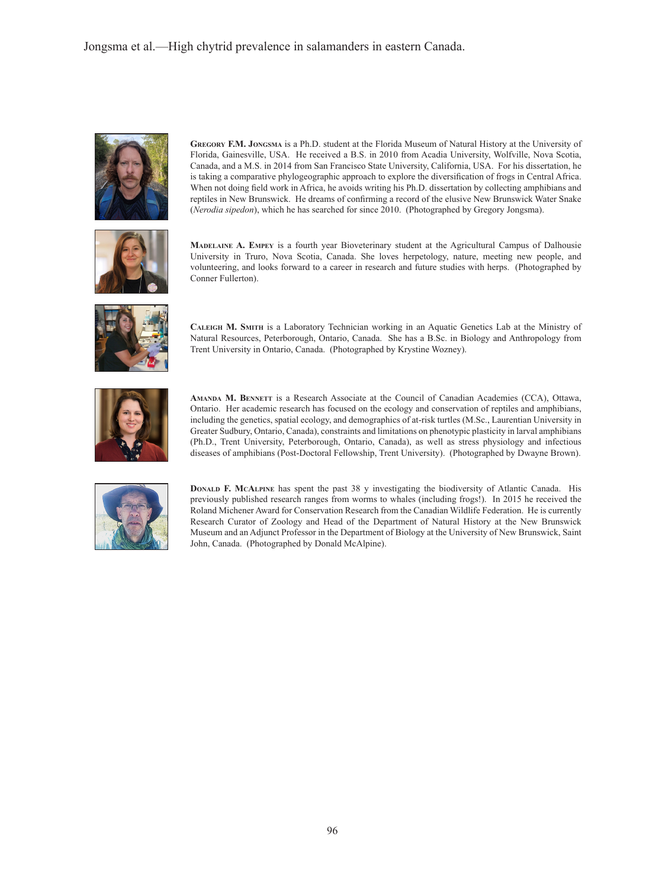**Gregory F.M. Jongsma** is a Ph.D. student at the Florida Museum of Natural History at the University of Florida, Gainesville, USA. He received a B.S. in 2010 from Acadia University, Wolfville, Nova Scotia, Canada, and a M.S. in 2014 from San Francisco State University, California, USA. For his dissertation, he is taking a comparative phylogeographic approach to explore the diversification of frogs in Central Africa. When not doing field work in Africa, he avoids writing his Ph.D. dissertation by collecting amphibians and reptiles in New Brunswick. He dreams of confirming a record of the elusive New Brunswick Water Snake (*Nerodia sipedon*), which he has searched for since 2010. (Photographed by Gregory Jongsma).

**Madelaine A. Empey** is a fourth year Bioveterinary student at the Agricultural Campus of Dalhousie University in Truro, Nova Scotia, Canada. She loves herpetology, nature, meeting new people, and volunteering, and looks forward to a career in research and future studies with herps. (Photographed by Conner Fullerton).

**Caleigh M. Smith** is a Laboratory Technician working in an Aquatic Genetics Lab at the Ministry of Natural Resources, Peterborough, Ontario, Canada. She has a B.Sc. in Biology and Anthropology from Trent University in Ontario, Canada. (Photographed by Krystine Wozney).

**Amanda M. Bennett** is a Research Associate at the Council of Canadian Academies (CCA), Ottawa, Ontario. Her academic research has focused on the ecology and conservation of reptiles and amphibians, including the genetics, spatial ecology, and demographics of at-risk turtles (M.Sc., Laurentian University in Greater Sudbury, Ontario, Canada), constraints and limitations on phenotypic plasticity in larval amphibians (Ph.D., Trent University, Peterborough, Ontario, Canada), as well as stress physiology and infectious diseases of amphibians (Post-Doctoral Fellowship, Trent University). (Photographed by Dwayne Brown).

**Donald F. McAlpine** has spent the past 38 y investigating the biodiversity of Atlantic Canada. His previously published research ranges from worms to whales (including frogs!). In 2015 he received the Roland Michener Award for Conservation Research from the Canadian Wildlife Federation. He is currently Research Curator of Zoology and Head of the Department of Natural History at the New Brunswick Museum and an Adjunct Professor in the Department of Biology at the University of New Brunswick, Saint John, Canada. (Photographed by Donald McAlpine).